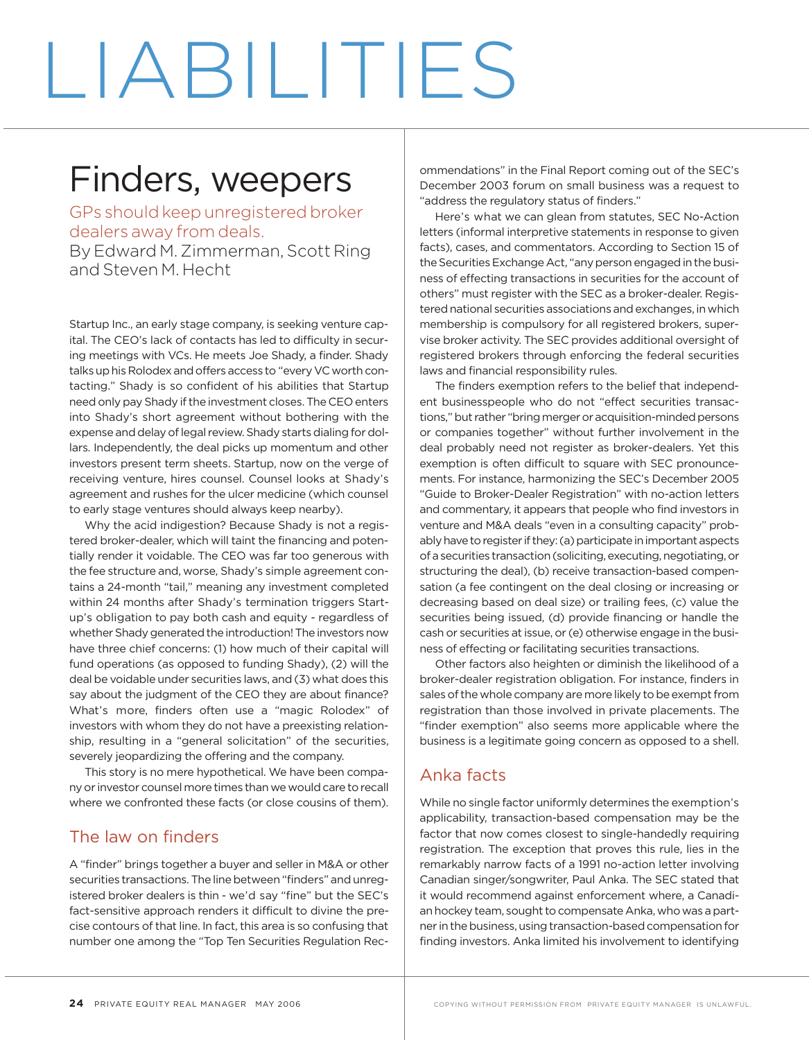# LIABILITIES

## Finders, weepers

GPs should keep unregistered broker dealers away from deals.

By Edward M. Zimmerman, Scott Ring and Steven M. Hecht

Startup Inc., an early stage company, is seeking venture capital. The CEO's lack of contacts has led to difficulty in securing meetings with VCs. He meets Joe Shady, a finder. Shady talks up his Rolodex and offers access to "every VC worth contacting." Shady is so confident of his abilities that Startup need only pay Shady if the investment closes. The CEO enters into Shady's short agreement without bothering with the expense and delay of legal review. Shady starts dialing for dollars. Independently, the deal picks up momentum and other investors present term sheets. Startup, now on the verge of receiving venture, hires counsel. Counsel looks at Shady's agreement and rushes for the ulcer medicine (which counsel to early stage ventures should always keep nearby).

Why the acid indigestion? Because Shady is not a registered broker-dealer, which will taint the financing and potentially render it voidable. The CEO was far too generous with the fee structure and, worse, Shady's simple agreement contains a 24-month "tail," meaning any investment completed within 24 months after Shady's termination triggers Startup's obligation to pay both cash and equity - regardless of whether Shady generated the introduction! The investors now have three chief concerns: (1) how much of their capital will fund operations (as opposed to funding Shady), (2) will the deal be voidable under securities laws, and (3) what does this say about the judgment of the CEO they are about finance? What's more, finders often use a "magic Rolodex" of investors with whom they do not have a preexisting relationship, resulting in a "general solicitation" of the securities, severely jeopardizing the offering and the company.

This story is no mere hypothetical. We have been company or investor counsel more times than we would care to recall where we confronted these facts (or close cousins of them).

### The law on finders

A "finder" brings together a buyer and seller in M&A or other securities transactions. The line between "finders" and unregistered broker dealers is thin - we'd say "fine" but the SEC's fact-sensitive approach renders it difficult to divine the precise contours of that line. In fact, this area is so confusing that number one among the "Top Ten Securities Regulation Recommendations" in the Final Report coming out of the SEC's December 2003 forum on small business was a request to "address the regulatory status of finders."

Here's what we can glean from statutes, SEC No-Action letters (informal interpretive statements in response to given facts), cases, and commentators. According to Section 15 of the Securities Exchange Act, "any person engaged in the business of effecting transactions in securities for the account of others" must register with the SEC as a broker-dealer. Registered national securities associations and exchanges, in which membership is compulsory for all registered brokers, supervise broker activity. The SEC provides additional oversight of registered brokers through enforcing the federal securities laws and financial responsibility rules.

The finders exemption refers to the belief that independent businesspeople who do not "effect securities transactions," but rather "bring merger or acquisition-minded persons or companies together" without further involvement in the deal probably need not register as broker-dealers. Yet this exemption is often difficult to square with SEC pronouncements. For instance, harmonizing the SEC's December 2005 "Guide to Broker-Dealer Registration" with no-action letters and commentary, it appears that people who find investors in venture and M&A deals "even in a consulting capacity" probably have to register if they: (a) participate in important aspects of a securities transaction (soliciting, executing, negotiating, or structuring the deal), (b) receive transaction-based compensation (a fee contingent on the deal closing or increasing or decreasing based on deal size) or trailing fees, (c) value the securities being issued, (d) provide financing or handle the cash or securities at issue, or (e) otherwise engage in the business of effecting or facilitating securities transactions.

Other factors also heighten or diminish the likelihood of a broker-dealer registration obligation. For instance, finders in sales of the whole company are more likely to be exempt from registration than those involved in private placements. The "finder exemption" also seems more applicable where the business is a legitimate going concern as opposed to a shell.

### Anka facts

While no single factor uniformly determines the exemption's applicability, transaction-based compensation may be the factor that now comes closest to single-handedly requiring registration. The exception that proves this rule, lies in the remarkably narrow facts of a 1991 no-action letter involving Canadian singer/songwriter, Paul Anka. The SEC stated that it would recommend against enforcement where, a Canadian hockey team, sought to compensate Anka, who was a partner in the business, using transaction-based compensation for finding investors. Anka limited his involvement to identifying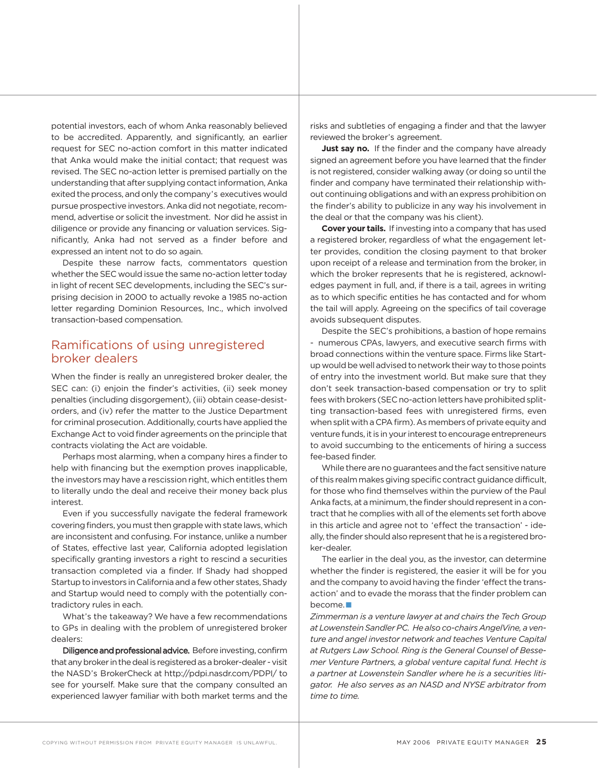potential investors, each of whom Anka reasonably believed to be accredited. Apparently, and significantly, an earlier request for SEC no-action comfort in this matter indicated that Anka would make the initial contact; that request was revised. The SEC no-action letter is premised partially on the understanding that after supplying contact information, Anka exited the process, and only the company's executives would pursue prospective investors. Anka did not negotiate, recommend, advertise or solicit the investment. Nor did he assist in diligence or provide any financing or valuation services. Significantly, Anka had not served as a finder before and expressed an intent not to do so again.

Despite these narrow facts, commentators question whether the SEC would issue the same no-action letter today in light of recent SEC developments, including the SEC's surprising decision in 2000 to actually revoke a 1985 no-action letter regarding Dominion Resources, Inc., which involved transaction-based compensation.

## Ramifications of using unregistered broker dealers

When the finder is really an unregistered broker dealer, the SEC can: (i) enjoin the finder's activities, (ii) seek money penalties (including disgorgement), (iii) obtain cease-desist-orders, and (iv) refer the matter to the Justice Department for criminal prosecution. Additionally, courts have applied the Exchange Act to void finder agreements on the principle that contracts violating the Act are voidable.

Perhaps most alarming, when a company hires a finder to help with financing but the exemption proves inapplicable, the investors may have a rescission right, which entitles them to literally undo the deal and receive their money back plus interest.

Even if you successfully navigate the federal framework covering finders, you must then grapple with state laws, which are inconsistent and confusing. For instance, unlike a number of States, effective last year, California adopted legislation specifically granting investors a right to rescind a securities transaction completed via a finder. If Shady had shopped Startup to investors in California and a few other states, Shady and Startup would need to comply with the potentially contradictory rules in each.

What's the takeaway? We have a few recommendations to GPs in dealing with the problem of unregistered broker dealers:

**Diligence and professional advice.** Before investing, confirm that any broker in the deal is registered as a broker-dealer - visit the NASD's BrokerCheck at http://pdpi.nasdr.com/PDPI/ to see for yourself. Make sure that the company consulted an experienced lawyer familiar with both market terms and the risks and subtleties of engaging a finder and that the lawyer reviewed the broker's agreement.

**Just say no.** If the finder and the company have already signed an agreement before you have learned that the finder is not registered, consider walking away (or doing so until the finder and company have terminated their relationship without continuing obligations and with an express prohibition on the finder's ability to publicize in any way his involvement in the deal or that the company was his client).

**Cover your tails.** If investing into a company that has used a registered broker, regardless of what the engagement letter provides, condition the closing payment to that broker upon receipt of a release and termination from the broker, in which the broker represents that he is registered, acknowledges payment in full, and, if there is a tail, agrees in writing as to which specific entities he has contacted and for whom the tail will apply. Agreeing on the specifics of tail coverage avoids subsequent disputes.

Despite the SEC's prohibitions, a bastion of hope remains - numerous CPAs, lawyers, and executive search firms with broad connections within the venture space. Firms like Startup would be well advised to network their way to those points of entry into the investment world. But make sure that they don't seek transaction-based compensation or try to split fees with brokers (SEC no-action letters have prohibited splitting transaction-based fees with unregistered firms, even when split with a CPA firm). As members of private equity and venture funds, it is in your interest to encourage entrepreneurs to avoid succumbing to the enticements of hiring a success fee-based finder.

While there are no guarantees and the fact sensitive nature of this realm makes giving specific contract guidance difficult, for those who find themselves within the purview of the Paul Anka facts, at a minimum, the finder should represent in a contract that he complies with all of the elements set forth above in this article and agree not to 'effect the transaction' - ideally, the finder should also represent that he is a registered broker-dealer.

The earlier in the deal you, as the investor, can determine whether the finder is registered, the easier it will be for you and the company to avoid having the finder 'effect the transaction' and to evade the morass that the finder problem can become.

*Zimmerman is a venture lawyer at and chairs the Tech Group at Lowenstein Sandler PC. He also co-chairs AngelVine, a venture and angel investor network and teaches Venture Capital at Rutgers Law School. Ring is the General Counsel of Bessemer Venture Partners, a global venture capital fund. Hecht is a partner at Lowenstein Sandler where he is a securities litigator. He also serves as an NASD and NYSE arbitrator from time to time.*